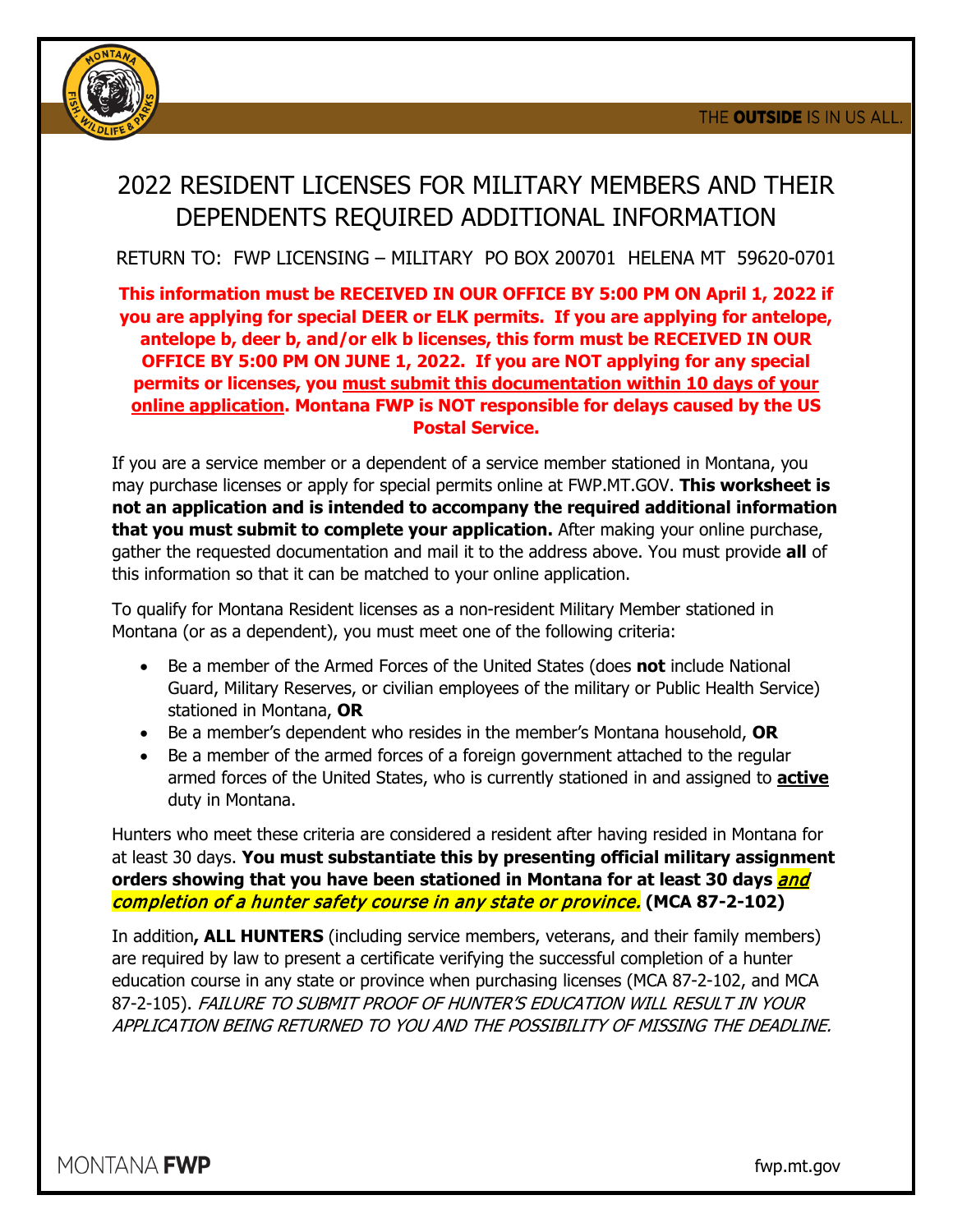# 2022 RESIDENT LICENSES FOR MILITARY MEMBERS AND THEIR DEPENDENTS REQUIRED ADDITIONAL INFORMATION

RETURN TO: FWP LICENSING – MILITARY PO BOX 200701 HELENA MT 59620-0701

**This information must be RECEIVED IN OUR OFFICE BY 5:00 PM ON April 1, 2022 if you are applying for special DEER or ELK permits. If you are applying for antelope, antelope b, deer b, and/or elk b licenses, this form must be RECEIVED IN OUR OFFICE BY 5:00 PM ON JUNE 1, 2022. If you are NOT applying for any special permits or licenses, you must submit this documentation within 10 days of your online application. Montana FWP is NOT responsible for delays caused by the US Postal Service.**

If you are a service member or a dependent of a service member stationed in Montana, you may purchase licenses or apply for special permits online at FWP.MT.GOV. **This worksheet is not an application and is intended to accompany the required additional information that you must submit to complete your application.** After making your online purchase, gather the requested documentation and mail it to the address above. You must provide **all** of this information so that it can be matched to your online application.

To qualify for Montana Resident licenses as a non-resident Military Member stationed in Montana (or as a dependent), you must meet one of the following criteria:

- Be a member of the Armed Forces of the United States (does **not** include National Guard, Military Reserves, or civilian employees of the military or Public Health Service) stationed in Montana, **OR**
- Be a member's dependent who resides in the member's Montana household, **OR**
- Be a member of the armed forces of a foreign government attached to the regular armed forces of the United States, who is currently stationed in and assigned to **active** duty in Montana.

Hunters who meet these criteria are considered a resident after having resided in Montana for at least 30 days. **You must substantiate this by presenting official military assignment orders showing that you have been stationed in Montana for at least 30 days *and completion of a hunter safety course in any state or province.* (MCA 87-2-102)**

In addition**, ALL HUNTERS** (including service members, veterans, and their family members) are required by law to present a certificate verifying the successful completion of a hunter education course in any state or province when purchasing licenses (MCA 87-2-102, and MCA 87-2-105). *FAILURE TO SUBMIT PROOF OF HUNTER'S EDUCATION WILL RESULT IN YOUR APPLICATION BEING RETURNED TO YOU AND THE POSSIBILITY OF MISSING THE DEADLINE.*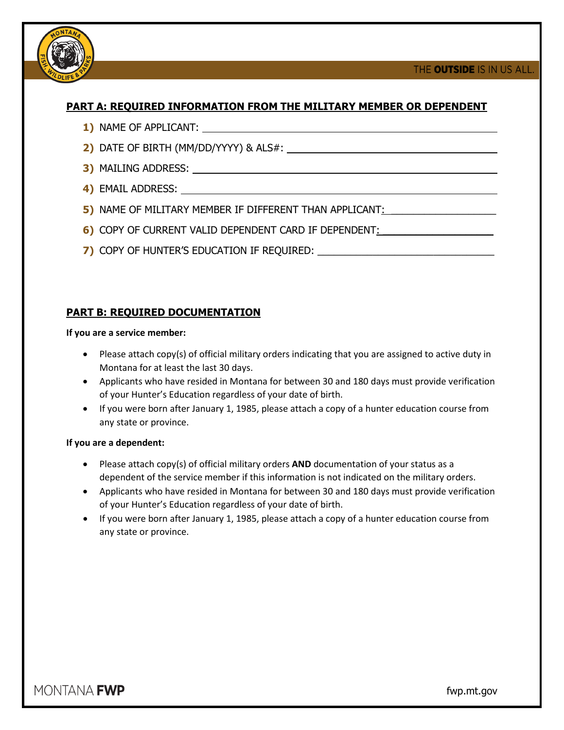## PART A: REQUIRED INFORMATION FROM THE MILITARY MEMBER OR DEPENDENT

1) NAME OF APPLICANT: ______________________________

2) DATE OF BIRTH (MM/DD/YYYY) & ALS#: ______________________________

3) MAILING ADDRESS: ______________________________

4) EMAIL ADDRESS: ______________________________

5) NAME OF MILITARY MEMBER IF DIFFERENT THAN APPLICANT: ______________________________

6) COPY OF CURRENT VALID DEPENDENT CARD IF DEPENDENT: ______________________________

7) COPY OF HUNTER'S EDUCATION IF REQUIRED: ______________________________

## PART B: REQUIRED DOCUMENTATION

**If you are a service member:**

- Please attach copy(s) of official military orders indicating that you are assigned to active duty in Montana for at least the last 30 days.
- Applicants who have resided in Montana for between 30 and 180 days must provide verification of your Hunter's Education regardless of your date of birth.
- If you were born after January 1, 1985, please attach a copy of a hunter education course from any state or province.

**If you are a dependent:**

- Please attach copy(s) of official military orders **AND** documentation of your status as a dependent of the service member if this information is not indicated on the military orders.
- Applicants who have resided in Montana for between 30 and 180 days must provide verification of your Hunter's Education regardless of your date of birth.
- If you were born after January 1, 1985, please attach a copy of a hunter education course from any state or province.